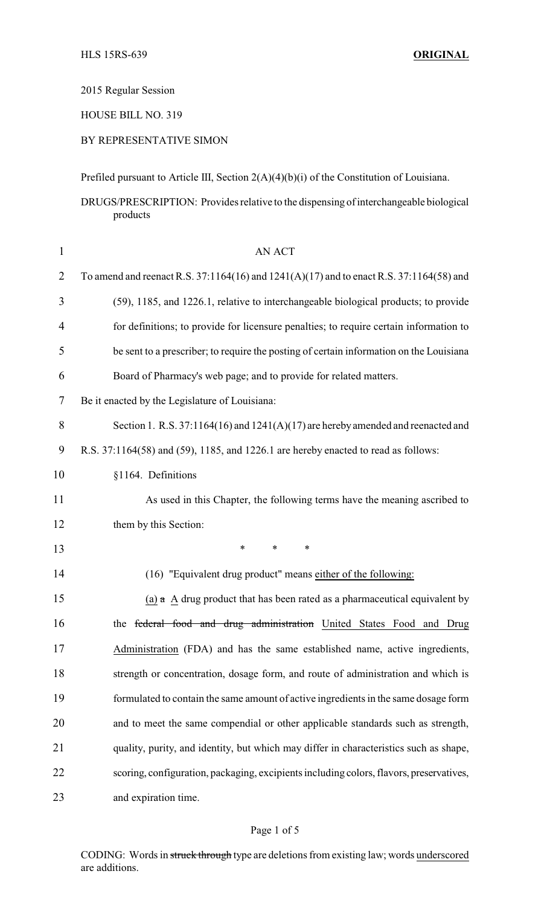HLS 15RS-639 **ORIGINAL**

2015 Regular Session

HOUSE BILL NO. 319

BY REPRESENTATIVE SIMON

Prefiled pursuant to Article III, Section 2(A)(4)(b)(i) of the Constitution of Louisiana.

DRUGS/PRESCRIPTION: Provides relative to the dispensing of interchangeable biological products

AN ACT

To amend and reenact R.S. 37:1164(16) and 1241(A)(17) and to enact R.S. 37:1164(58) and (59), 1185, and 1226.1, relative to interchangeable biological products; to provide for definitions; to provide for licensure penalties; to require certain information to be sent to a prescriber; to require the posting of certain information on the Louisiana Board of Pharmacy's web page; and to provide for related matters.

Be it enacted by the Legislature of Louisiana:

Section 1. R.S. 37:1164(16) and 1241(A)(17) are hereby amended and reenacted and R.S. 37:1164(58) and (59), 1185, and 1226.1 are hereby enacted to read as follows:

§1164. Definitions

As used in this Chapter, the following terms have the meaning ascribed to them by this Section:

\* \* \*

(16) "Equivalent drug product" means <u>either of the following:</u>

<u>(a)</u> ~~a~~ <u>A</u> drug product that has been rated as a pharmaceutical equivalent by the ~~federal food and drug administration~~ <u>United States Food and Drug Administration</u> (FDA) and has the same established name, active ingredients, strength or concentration, dosage form, and route of administration and which is formulated to contain the same amount of active ingredients in the same dosage form and to meet the same compendial or other applicable standards such as strength, quality, purity, and identity, but which may differ in characteristics such as shape, scoring, configuration, packaging, excipients including colors, flavors, preservatives, and expiration time.

CODING: Words in ~~struck through~~ type are deletions from existing law; words <u>underscored</u> are additions.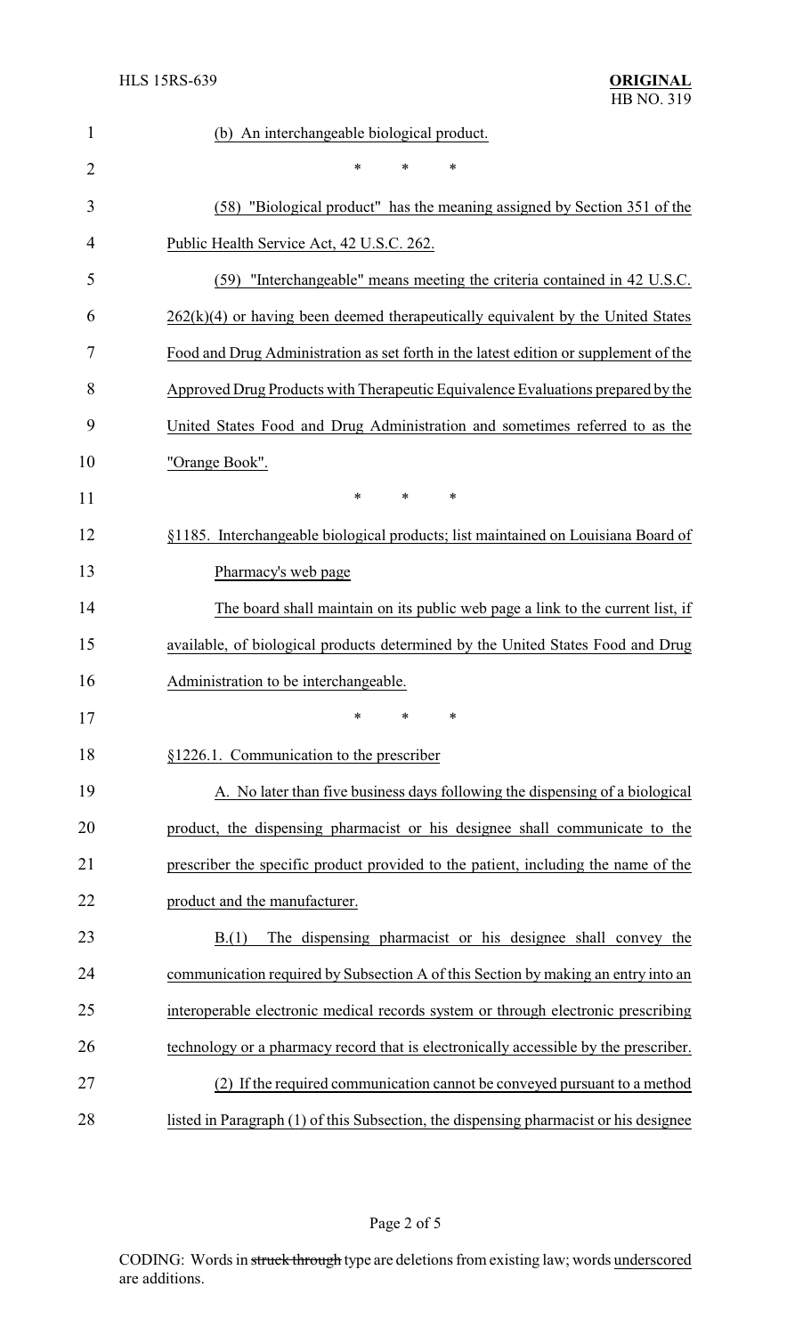(b) An interchangeable biological product.

\* \* \*

(58) "Biological product" has the meaning assigned by Section 351 of the Public Health Service Act, 42 U.S.C. 262.

(59) "Interchangeable" means meeting the criteria contained in 42 U.S.C. 262(k)(4) or having been deemed therapeutically equivalent by the United States Food and Drug Administration as set forth in the latest edition or supplement of the Approved Drug Products with Therapeutic Equivalence Evaluations prepared by the United States Food and Drug Administration and sometimes referred to as the "Orange Book".

\* \* \*

§1185. Interchangeable biological products; list maintained on Louisiana Board of Pharmacy's web page

The board shall maintain on its public web page a link to the current list, if available, of biological products determined by the United States Food and Drug Administration to be interchangeable.

\* \* \*

§1226.1. Communication to the prescriber

A. No later than five business days following the dispensing of a biological product, the dispensing pharmacist or his designee shall communicate to the prescriber the specific product provided to the patient, including the name of the product and the manufacturer.

B.(1) The dispensing pharmacist or his designee shall convey the communication required by Subsection A of this Section by making an entry into an interoperable electronic medical records system or through electronic prescribing technology or a pharmacy record that is electronically accessible by the prescriber.

(2) If the required communication cannot be conveyed pursuant to a method listed in Paragraph (1) of this Subsection, the dispensing pharmacist or his designee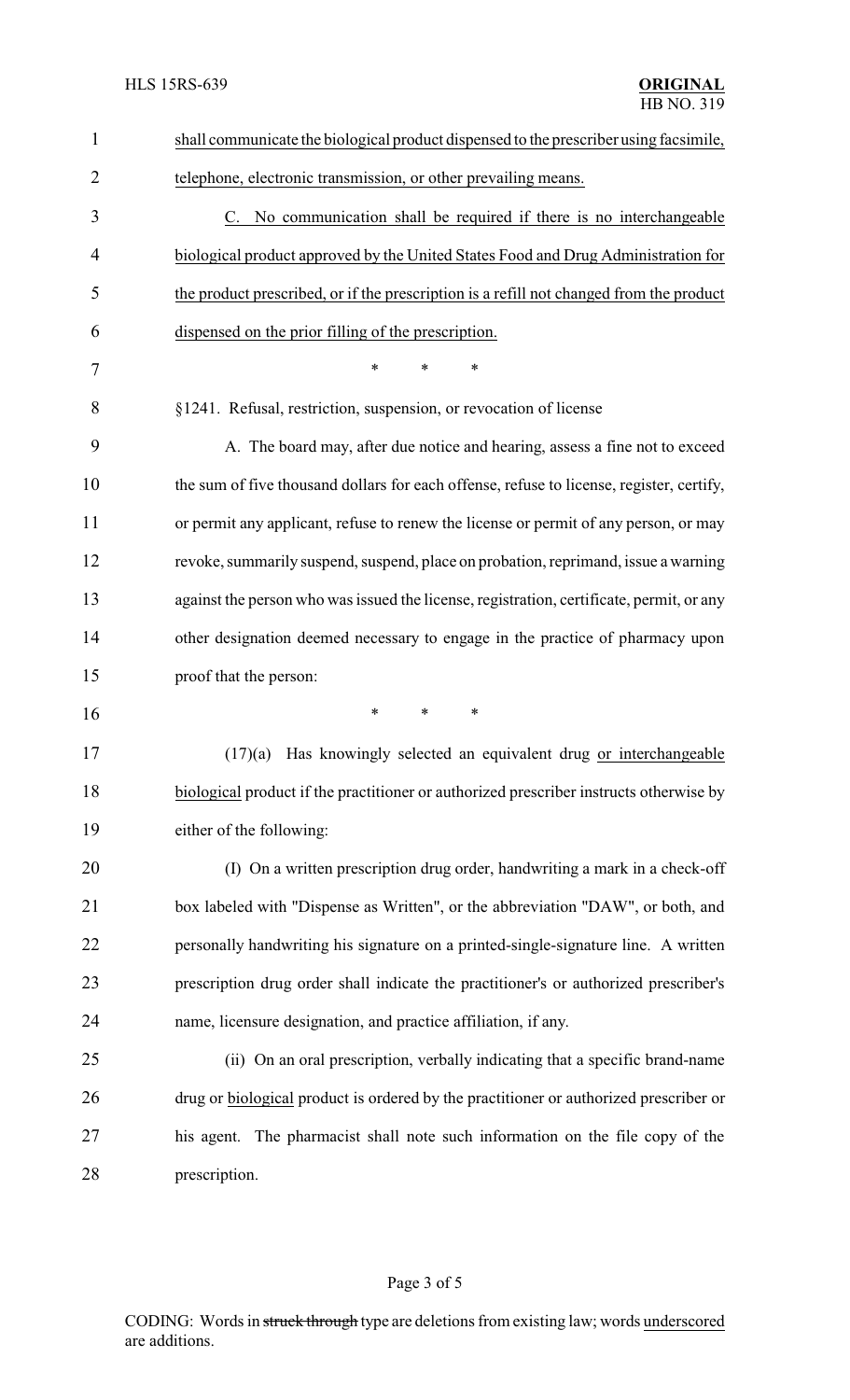shall communicate the biological product dispensed to the prescriber using facsimile, telephone, electronic transmission, or other prevailing means.

C. No communication shall be required if there is no interchangeable biological product approved by the United States Food and Drug Administration for the product prescribed, or if the prescription is a refill not changed from the product dispensed on the prior filling of the prescription.

\* \* \*

§1241. Refusal, restriction, suspension, or revocation of license

A. The board may, after due notice and hearing, assess a fine not to exceed the sum of five thousand dollars for each offense, refuse to license, register, certify, or permit any applicant, refuse to renew the license or permit of any person, or may revoke, summarily suspend, suspend, place on probation, reprimand, issue a warning against the person who was issued the license, registration, certificate, permit, or any other designation deemed necessary to engage in the practice of pharmacy upon proof that the person:

\* \* \*

(17)(a) Has knowingly selected an equivalent drug or interchangeable biological product if the practitioner or authorized prescriber instructs otherwise by either of the following:

(I) On a written prescription drug order, handwriting a mark in a check-off box labeled with "Dispense as Written", or the abbreviation "DAW", or both, and personally handwriting his signature on a printed-single-signature line. A written prescription drug order shall indicate the practitioner's or authorized prescriber's name, licensure designation, and practice affiliation, if any.

(ii) On an oral prescription, verbally indicating that a specific brand-name drug or biological product is ordered by the practitioner or authorized prescriber or his agent. The pharmacist shall note such information on the file copy of the prescription.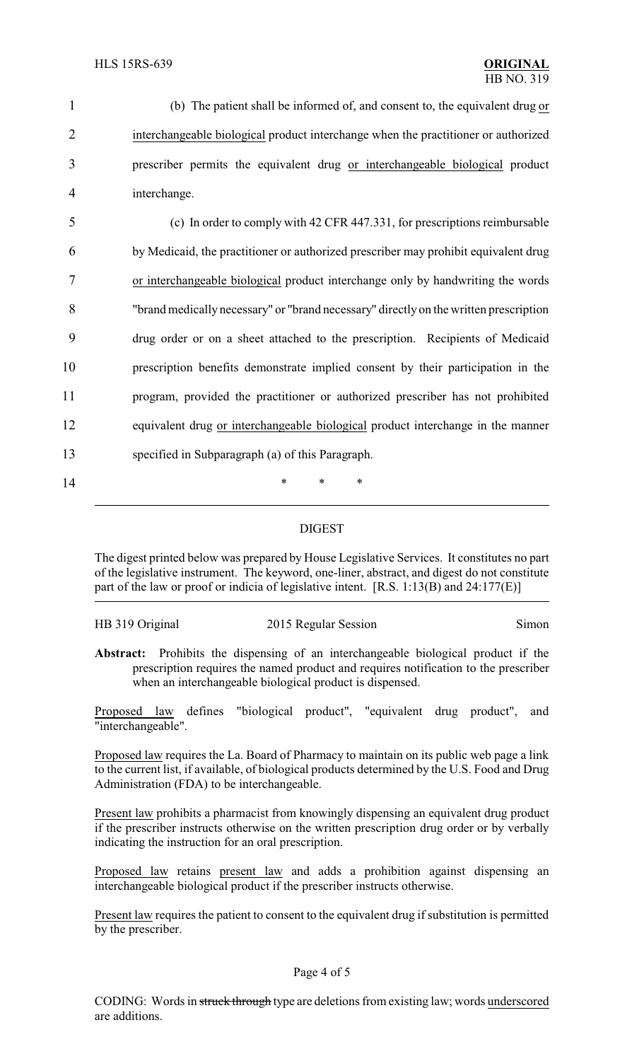(b) The patient shall be informed of, and consent to, the equivalent drug <u>or interchangeable biological</u> product interchange when the practitioner or authorized prescriber permits the equivalent drug <u>or interchangeable biological</u> product interchange.

(c) In order to comply with 42 CFR 447.331, for prescriptions reimbursable by Medicaid, the practitioner or authorized prescriber may prohibit equivalent drug <u>or interchangeable biological</u> product interchange only by handwriting the words "brand medically necessary" or "brand necessary" directly on the written prescription drug order or on a sheet attached to the prescription. Recipients of Medicaid prescription benefits demonstrate implied consent by their participation in the program, provided the practitioner or authorized prescriber has not prohibited equivalent drug <u>or interchangeable biological</u> product interchange in the manner specified in Subparagraph (a) of this Paragraph.

\* \* \*

## DIGEST

The digest printed below was prepared by House Legislative Services. It constitutes no part of the legislative instrument. The keyword, one-liner, abstract, and digest do not constitute part of the law or proof or indicia of legislative intent. [R.S. 1:13(B) and 24:177(E)]

HB 319 Original 2015 Regular Session Simon

**Abstract:** Prohibits the dispensing of an interchangeable biological product if the prescription requires the named product and requires notification to the prescriber when an interchangeable biological product is dispensed.

<u>Proposed law</u> defines "biological product", "equivalent drug product", and "interchangeable".

<u>Proposed law</u> requires the La. Board of Pharmacy to maintain on its public web page a link to the current list, if available, of biological products determined by the U.S. Food and Drug Administration (FDA) to be interchangeable.

<u>Present law</u> prohibits a pharmacist from knowingly dispensing an equivalent drug product if the prescriber instructs otherwise on the written prescription drug order or by verbally indicating the instruction for an oral prescription.

<u>Proposed law</u> retains <u>present law</u> and adds a prohibition against dispensing an interchangeable biological product if the prescriber instructs otherwise.

<u>Present law</u> requires the patient to consent to the equivalent drug if substitution is permitted by the prescriber.

CODING: Words in ~~struck through~~ type are deletions from existing law; words <u>underscored</u> are additions.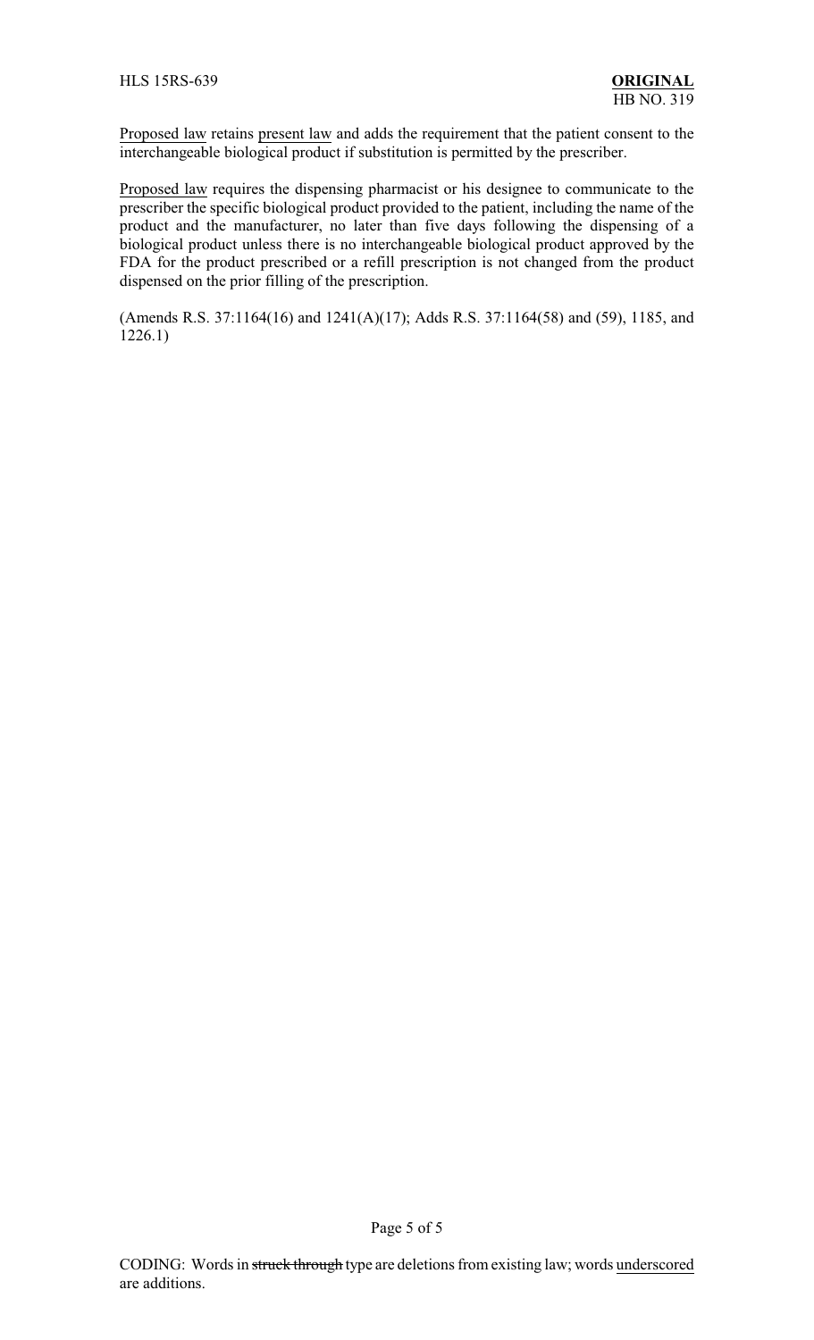Proposed law retains present law and adds the requirement that the patient consent to the interchangeable biological product if substitution is permitted by the prescriber.

Proposed law requires the dispensing pharmacist or his designee to communicate to the prescriber the specific biological product provided to the patient, including the name of the product and the manufacturer, no later than five days following the dispensing of a biological product unless there is no interchangeable biological product approved by the FDA for the product prescribed or a refill prescription is not changed from the product dispensed on the prior filling of the prescription.

(Amends R.S. 37:1164(16) and 1241(A)(17); Adds R.S. 37:1164(58) and (59), 1185, and 1226.1)